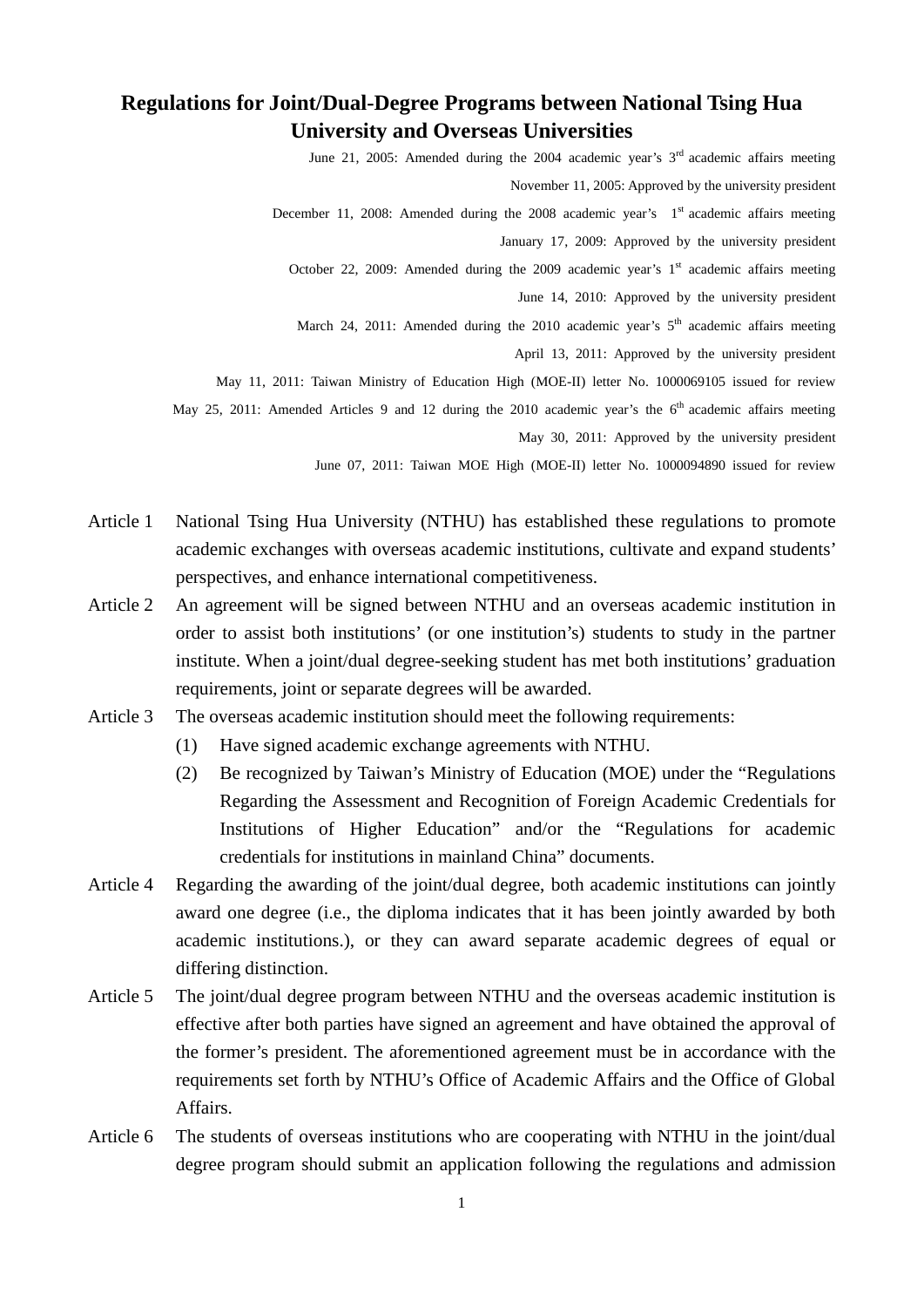# Regulations for Joint/Dual-Degree Programs between National Tsing Hua University and Overseas Universities

June 21, 2005: Amended during the 2004 academic year's 3rd academic affairs meeting
November 11, 2005: Approved by the university president
December 11, 2008: Amended during the 2008 academic year's 1st academic affairs meeting
January 17, 2009: Approved by the university president
October 22, 2009: Amended during the 2009 academic year's 1st academic affairs meeting
June 14, 2010: Approved by the university president
March 24, 2011: Amended during the 2010 academic year's 5th academic affairs meeting
April 13, 2011: Approved by the university president
May 11, 2011: Taiwan Ministry of Education High (MOE-II) letter No. 1000069105 issued for review
May 25, 2011: Amended Articles 9 and 12 during the 2010 academic year's the 6th academic affairs meeting
May 30, 2011: Approved by the university president
June 07, 2011: Taiwan MOE High (MOE-II) letter No. 1000094890 issued for review

Article 1 National Tsing Hua University (NTHU) has established these regulations to promote academic exchanges with overseas academic institutions, cultivate and expand students' perspectives, and enhance international competitiveness.

Article 2 An agreement will be signed between NTHU and an overseas academic institution in order to assist both institutions' (or one institution's) students to study in the partner institute. When a joint/dual degree-seeking student has met both institutions' graduation requirements, joint or separate degrees will be awarded.

Article 3 The overseas academic institution should meet the following requirements:

(1) Have signed academic exchange agreements with NTHU.

(2) Be recognized by Taiwan's Ministry of Education (MOE) under the "Regulations Regarding the Assessment and Recognition of Foreign Academic Credentials for Institutions of Higher Education" and/or the "Regulations for academic credentials for institutions in mainland China" documents.

Article 4 Regarding the awarding of the joint/dual degree, both academic institutions can jointly award one degree (i.e., the diploma indicates that it has been jointly awarded by both academic institutions.), or they can award separate academic degrees of equal or differing distinction.

Article 5 The joint/dual degree program between NTHU and the overseas academic institution is effective after both parties have signed an agreement and have obtained the approval of the former's president. The aforementioned agreement must be in accordance with the requirements set forth by NTHU's Office of Academic Affairs and the Office of Global Affairs.

Article 6 The students of overseas institutions who are cooperating with NTHU in the joint/dual degree program should submit an application following the regulations and admission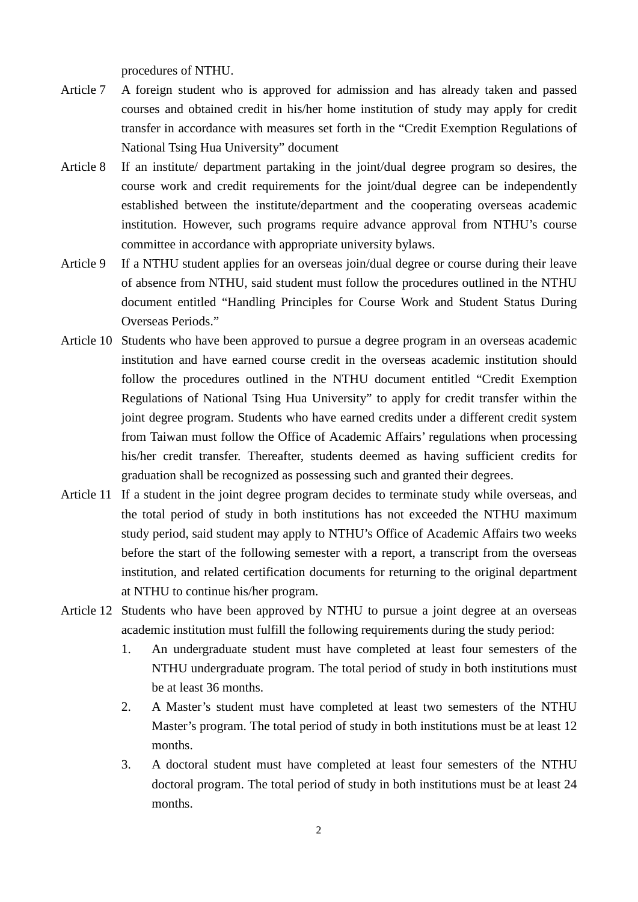procedures of NTHU.

Article 7 A foreign student who is approved for admission and has already taken and passed courses and obtained credit in his/her home institution of study may apply for credit transfer in accordance with measures set forth in the “Credit Exemption Regulations of National Tsing Hua University” document

Article 8 If an institute/ department partaking in the joint/dual degree program so desires, the course work and credit requirements for the joint/dual degree can be independently established between the institute/department and the cooperating overseas academic institution. However, such programs require advance approval from NTHU’s course committee in accordance with appropriate university bylaws.

Article 9 If a NTHU student applies for an overseas join/dual degree or course during their leave of absence from NTHU, said student must follow the procedures outlined in the NTHU document entitled “Handling Principles for Course Work and Student Status During Overseas Periods.”

Article 10 Students who have been approved to pursue a degree program in an overseas academic institution and have earned course credit in the overseas academic institution should follow the procedures outlined in the NTHU document entitled “Credit Exemption Regulations of National Tsing Hua University” to apply for credit transfer within the joint degree program. Students who have earned credits under a different credit system from Taiwan must follow the Office of Academic Affairs’ regulations when processing his/her credit transfer. Thereafter, students deemed as having sufficient credits for graduation shall be recognized as possessing such and granted their degrees.

Article 11 If a student in the joint degree program decides to terminate study while overseas, and the total period of study in both institutions has not exceeded the NTHU maximum study period, said student may apply to NTHU’s Office of Academic Affairs two weeks before the start of the following semester with a report, a transcript from the overseas institution, and related certification documents for returning to the original department at NTHU to continue his/her program.

Article 12 Students who have been approved by NTHU to pursue a joint degree at an overseas academic institution must fulfill the following requirements during the study period:

1. An undergraduate student must have completed at least four semesters of the NTHU undergraduate program. The total period of study in both institutions must be at least 36 months.
2. A Master’s student must have completed at least two semesters of the NTHU Master’s program. The total period of study in both institutions must be at least 12 months.
3. A doctoral student must have completed at least four semesters of the NTHU doctoral program. The total period of study in both institutions must be at least 24 months.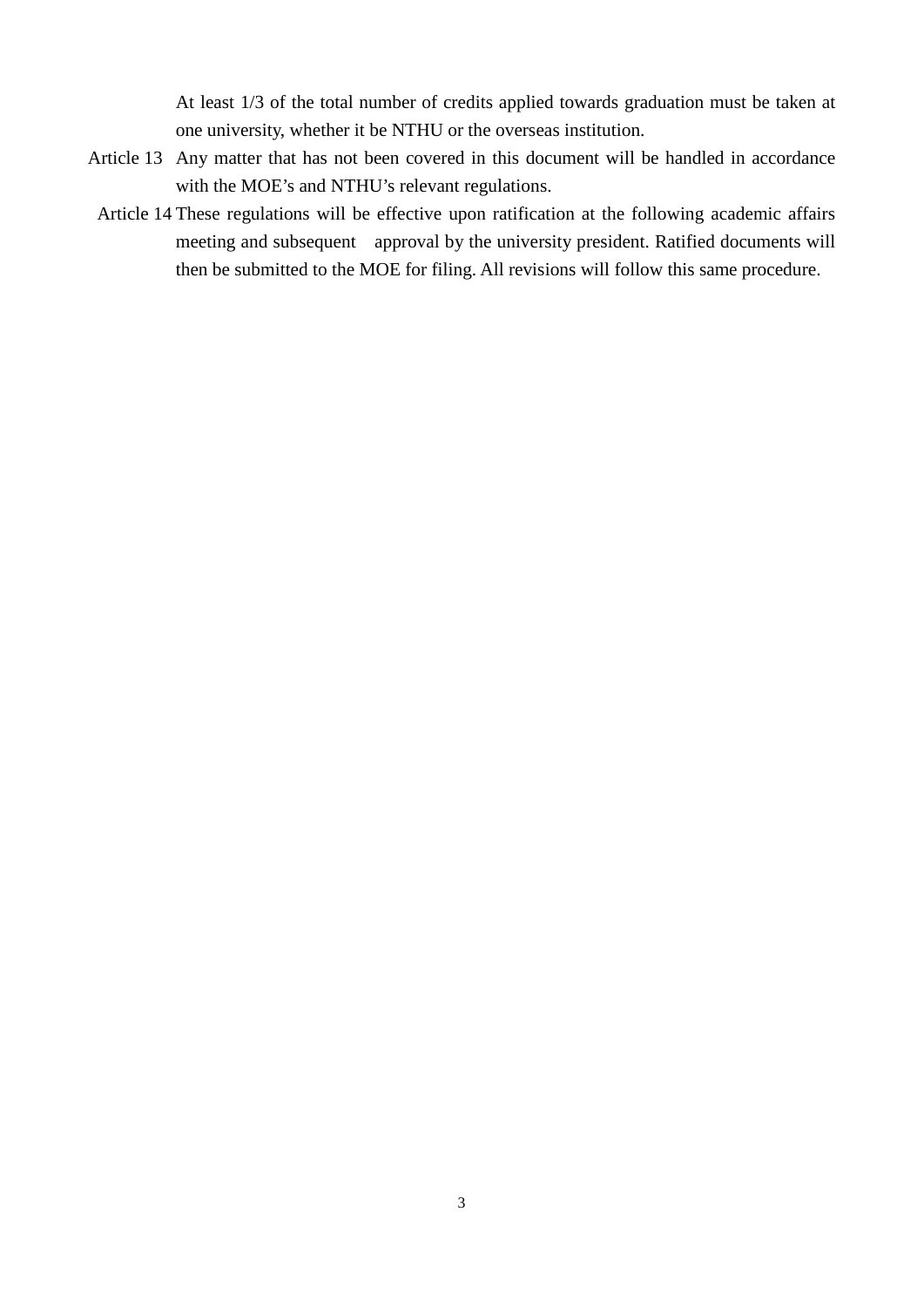At least 1/3 of the total number of credits applied towards graduation must be taken at one university, whether it be NTHU or the overseas institution.

Article 13 Any matter that has not been covered in this document will be handled in accordance with the MOE's and NTHU's relevant regulations.

Article 14 These regulations will be effective upon ratification at the following academic affairs meeting and subsequent approval by the university president. Ratified documents will then be submitted to the MOE for filing. All revisions will follow this same procedure.